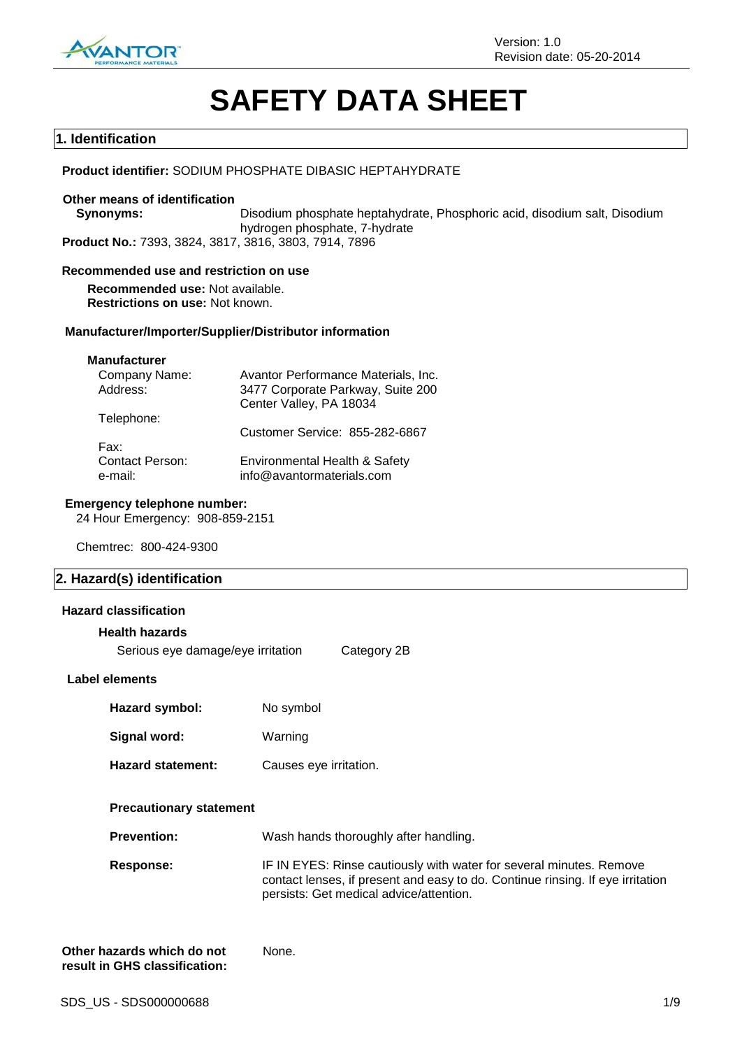Version: 1.0
Revision date: 05-20-2014

# SAFETY DATA SHEET

## 1. Identification

**Product identifier:** SODIUM PHOSPHATE DIBASIC HEPTAHYDRATE

**Other means of identification**

**Synonyms:** Disodium phosphate heptahydrate, Phosphoric acid, disodium salt, Disodium hydrogen phosphate, 7-hydrate

**Product No.:** 7393, 3824, 3817, 3816, 3803, 7914, 7896

**Recommended use and restriction on use**

**Recommended use:** Not available.
**Restrictions on use:** Not known.

**Manufacturer/Importer/Supplier/Distributor information**

**Manufacturer**

| | |
|---|---|
| Company Name: | Avantor Performance Materials, Inc. |
| Address: | 3477 Corporate Parkway, Suite 200<br>Center Valley, PA 18034 |
| Telephone: | Customer Service: 855-282-6867 |
| Fax: | |
| Contact Person: | Environmental Health & Safety |
| e-mail: | info@avantormaterials.com |

**Emergency telephone number:**
24 Hour Emergency: 908-859-2151

Chemtrec: 800-424-9300

## 2. Hazard(s) identification

**Hazard classification**

**Health hazards**

| | |
|---|---|
| Serious eye damage/eye irritation | Category 2B |

**Label elements**

**Hazard symbol:** No symbol

**Signal word:** Warning

**Hazard statement:** Causes eye irritation.

**Precautionary statement**

**Prevention:** Wash hands thoroughly after handling.

**Response:** IF IN EYES: Rinse cautiously with water for several minutes. Remove contact lenses, if present and easy to do. Continue rinsing. If eye irritation persists: Get medical advice/attention.

**Other hazards which do not result in GHS classification:** None.

SDS_US - SDS000000688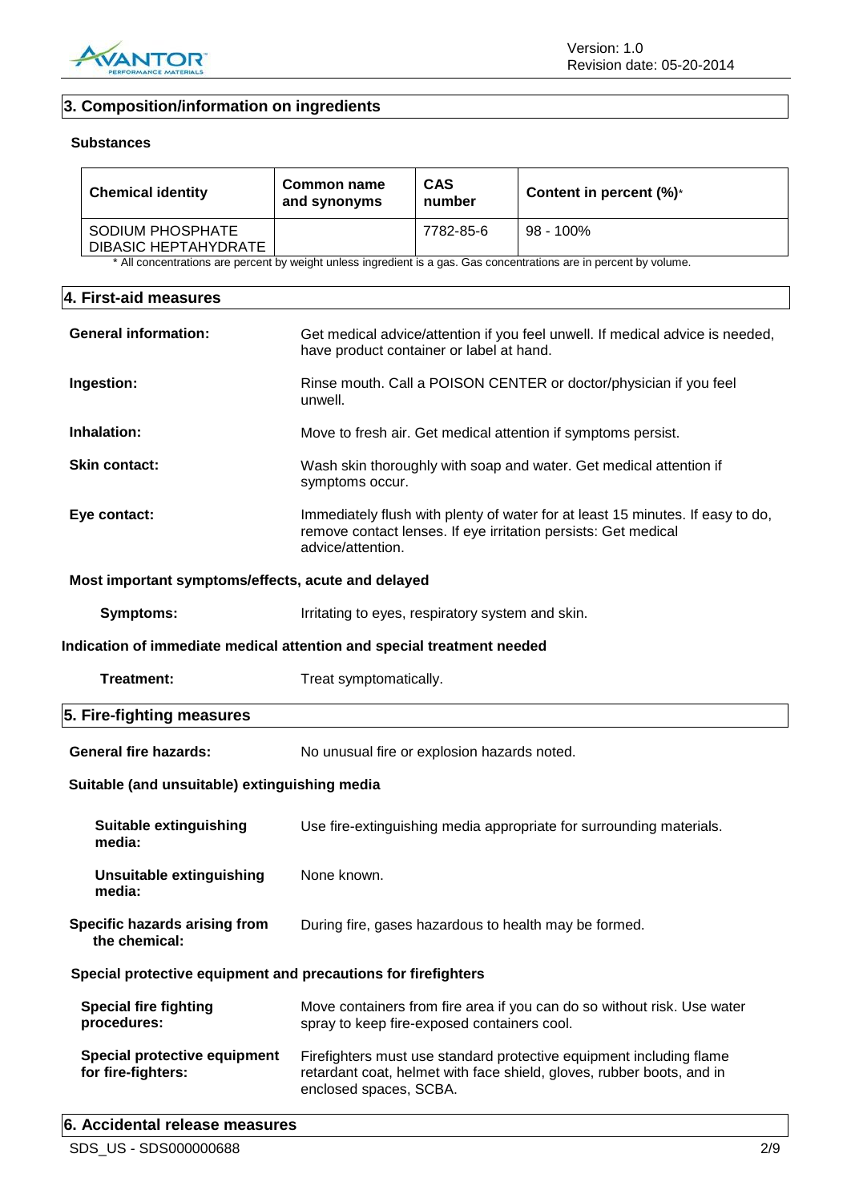## 3. Composition/information on ingredients

**Substances**

| Chemical identity | Common name and synonyms | CAS number | Content in percent (%)* |
|---|---|---|---|
| SODIUM PHOSPHATE DIBASIC HEPTAHYDRATE | | 7782-85-6 | 98 - 100% |

\* All concentrations are percent by weight unless ingredient is a gas. Gas concentrations are in percent by volume.

## 4. First-aid measures

**General information:** Get medical advice/attention if you feel unwell. If medical advice is needed, have product container or label at hand.

**Ingestion:** Rinse mouth. Call a POISON CENTER or doctor/physician if you feel unwell.

**Inhalation:** Move to fresh air. Get medical attention if symptoms persist.

**Skin contact:** Wash skin thoroughly with soap and water. Get medical attention if symptoms occur.

**Eye contact:** Immediately flush with plenty of water for at least 15 minutes. If easy to do, remove contact lenses. If eye irritation persists: Get medical advice/attention.

**Most important symptoms/effects, acute and delayed**

**Symptoms:** Irritating to eyes, respiratory system and skin.

**Indication of immediate medical attention and special treatment needed**

**Treatment:** Treat symptomatically.

## 5. Fire-fighting measures

**General fire hazards:** No unusual fire or explosion hazards noted.

**Suitable (and unsuitable) extinguishing media**

**Suitable extinguishing media:** Use fire-extinguishing media appropriate for surrounding materials.

**Unsuitable extinguishing media:** None known.

**Specific hazards arising from the chemical:** During fire, gases hazardous to health may be formed.

**Special protective equipment and precautions for firefighters**

**Special fire fighting procedures:** Move containers from fire area if you can do so without risk. Use water spray to keep fire-exposed containers cool.

**Special protective equipment for fire-fighters:** Firefighters must use standard protective equipment including flame retardant coat, helmet with face shield, gloves, rubber boots, and in enclosed spaces, SCBA.

## 6. Accidental release measures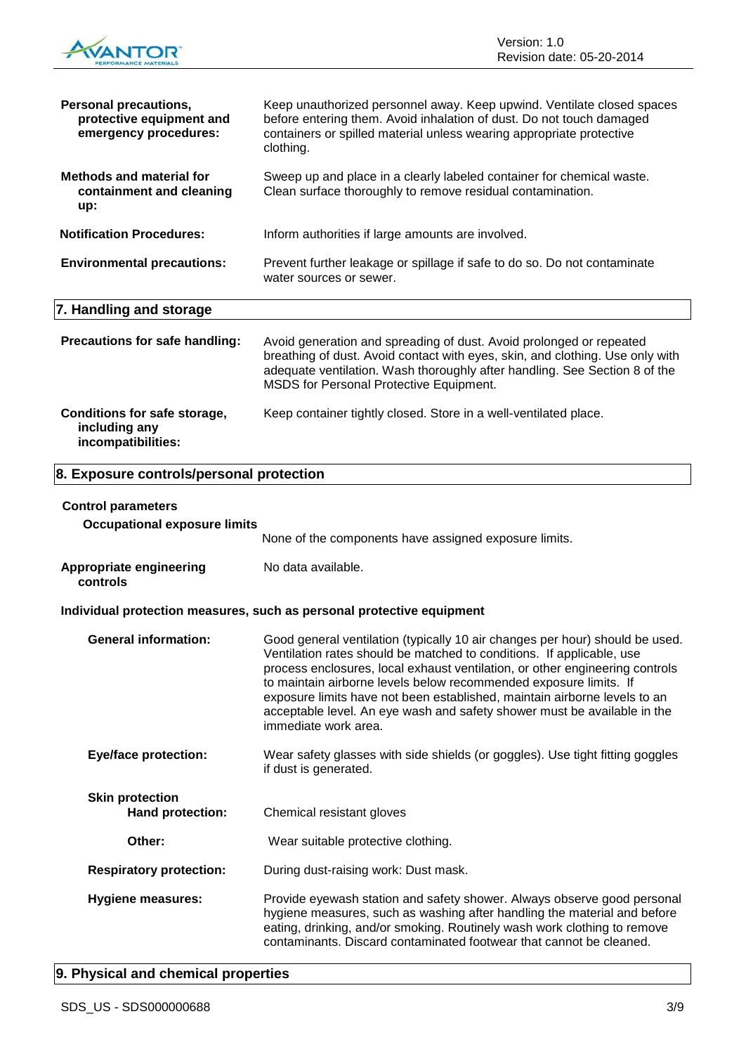**Personal precautions, protective equipment and emergency procedures:** Keep unauthorized personnel away. Keep upwind. Ventilate closed spaces before entering them. Avoid inhalation of dust. Do not touch damaged containers or spilled material unless wearing appropriate protective clothing.

**Methods and material for containment and cleaning up:** Sweep up and place in a clearly labeled container for chemical waste. Clean surface thoroughly to remove residual contamination.

**Notification Procedures:** Inform authorities if large amounts are involved.

**Environmental precautions:** Prevent further leakage or spillage if safe to do so. Do not contaminate water sources or sewer.

## 7. Handling and storage

**Precautions for safe handling:** Avoid generation and spreading of dust. Avoid prolonged or repeated breathing of dust. Avoid contact with eyes, skin, and clothing. Use only with adequate ventilation. Wash thoroughly after handling. See Section 8 of the MSDS for Personal Protective Equipment.

**Conditions for safe storage, including any incompatibilities:** Keep container tightly closed. Store in a well-ventilated place.

## 8. Exposure controls/personal protection

**Control parameters**

**Occupational exposure limits**

None of the components have assigned exposure limits.

**Appropriate engineering controls:** No data available.

**Individual protection measures, such as personal protective equipment**

**General information:** Good general ventilation (typically 10 air changes per hour) should be used. Ventilation rates should be matched to conditions. If applicable, use process enclosures, local exhaust ventilation, or other engineering controls to maintain airborne levels below recommended exposure limits. If exposure limits have not been established, maintain airborne levels to an acceptable level. An eye wash and safety shower must be available in the immediate work area.

**Eye/face protection:** Wear safety glasses with side shields (or goggles). Use tight fitting goggles if dust is generated.

**Skin protection**

**Hand protection:** Chemical resistant gloves

**Other:** Wear suitable protective clothing.

**Respiratory protection:** During dust-raising work: Dust mask.

**Hygiene measures:** Provide eyewash station and safety shower. Always observe good personal hygiene measures, such as washing after handling the material and before eating, drinking, and/or smoking. Routinely wash work clothing to remove contaminants. Discard contaminated footwear that cannot be cleaned.

## 9. Physical and chemical properties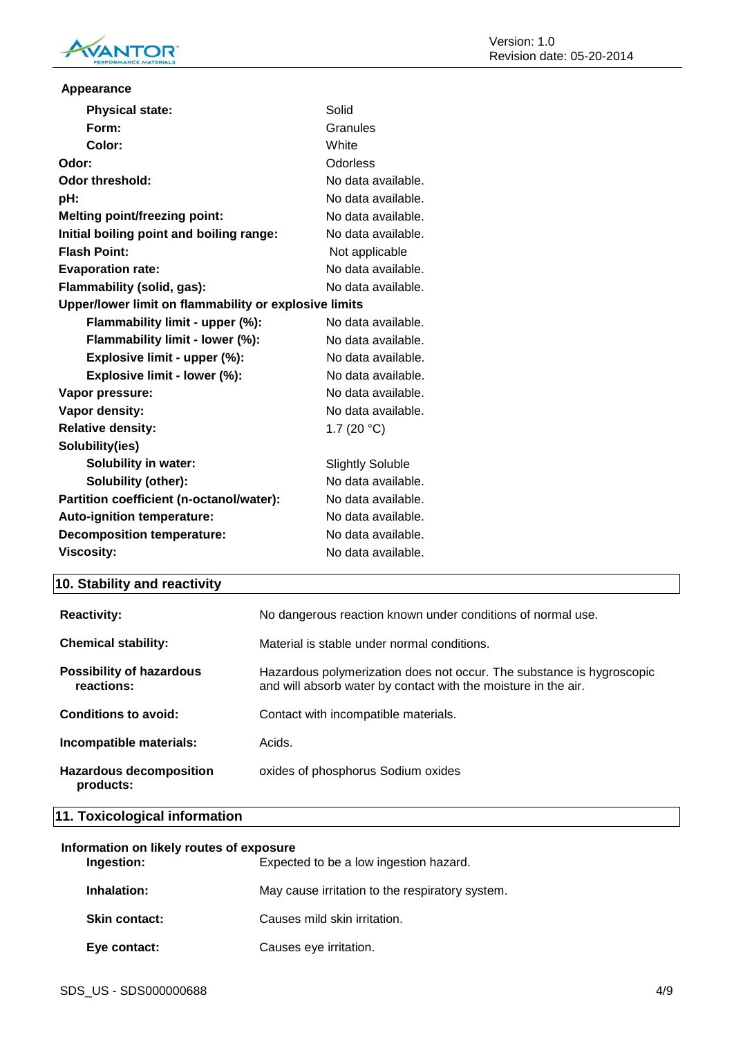**Appearance**

| | |
|---|---|
| **Physical state:** | Solid |
| **Form:** | Granules |
| **Color:** | White |
| **Odor:** | Odorless |
| **Odor threshold:** | No data available. |
| **pH:** | No data available. |
| **Melting point/freezing point:** | No data available. |
| **Initial boiling point and boiling range:** | No data available. |
| **Flash Point:** | Not applicable |
| **Evaporation rate:** | No data available. |
| **Flammability (solid, gas):** | No data available. |
| **Upper/lower limit on flammability or explosive limits** | |
| **Flammability limit - upper (%):** | No data available. |
| **Flammability limit - lower (%):** | No data available. |
| **Explosive limit - upper (%):** | No data available. |
| **Explosive limit - lower (%):** | No data available. |
| **Vapor pressure:** | No data available. |
| **Vapor density:** | No data available. |
| **Relative density:** | 1.7 (20 °C) |
| **Solubility(ies)** | |
| **Solubility in water:** | Slightly Soluble |
| **Solubility (other):** | No data available. |
| **Partition coefficient (n-octanol/water):** | No data available. |
| **Auto-ignition temperature:** | No data available. |
| **Decomposition temperature:** | No data available. |
| **Viscosity:** | No data available. |

## 10. Stability and reactivity

| | |
|---|---|
| **Reactivity:** | No dangerous reaction known under conditions of normal use. |
| **Chemical stability:** | Material is stable under normal conditions. |
| **Possibility of hazardous reactions:** | Hazardous polymerization does not occur. The substance is hygroscopic and will absorb water by contact with the moisture in the air. |
| **Conditions to avoid:** | Contact with incompatible materials. |
| **Incompatible materials:** | Acids. |
| **Hazardous decomposition products:** | oxides of phosphorus Sodium oxides |

## 11. Toxicological information

**Information on likely routes of exposure**

| | |
|---|---|
| **Ingestion:** | Expected to be a low ingestion hazard. |
| **Inhalation:** | May cause irritation to the respiratory system. |
| **Skin contact:** | Causes mild skin irritation. |
| **Eye contact:** | Causes eye irritation. |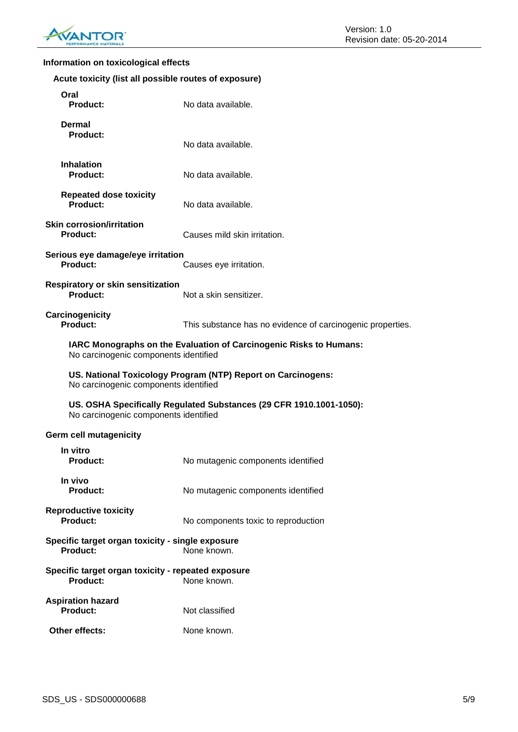### Information on toxicological effects

#### Acute toxicity (list all possible routes of exposure)

**Oral**

**Product:** No data available.

**Dermal**

**Product:** No data available.

**Inhalation**

**Product:** No data available.

**Repeated dose toxicity**

**Product:** No data available.

**Skin corrosion/irritation**

**Product:** Causes mild skin irritation.

**Serious eye damage/eye irritation**

**Product:** Causes eye irritation.

**Respiratory or skin sensitization**

**Product:** Not a skin sensitizer.

**Carcinogenicity**

**Product:** This substance has no evidence of carcinogenic properties.

**IARC Monographs on the Evaluation of Carcinogenic Risks to Humans:**
No carcinogenic components identified

**US. National Toxicology Program (NTP) Report on Carcinogens:**
No carcinogenic components identified

**US. OSHA Specifically Regulated Substances (29 CFR 1910.1001-1050):**
No carcinogenic components identified

**Germ cell mutagenicity**

**In vitro**

**Product:** No mutagenic components identified

**In vivo**

**Product:** No mutagenic components identified

**Reproductive toxicity**

**Product:** No components toxic to reproduction

**Specific target organ toxicity - single exposure**

**Product:** None known.

**Specific target organ toxicity - repeated exposure**

**Product:** None known.

**Aspiration hazard**

**Product:** Not classified

**Other effects:** None known.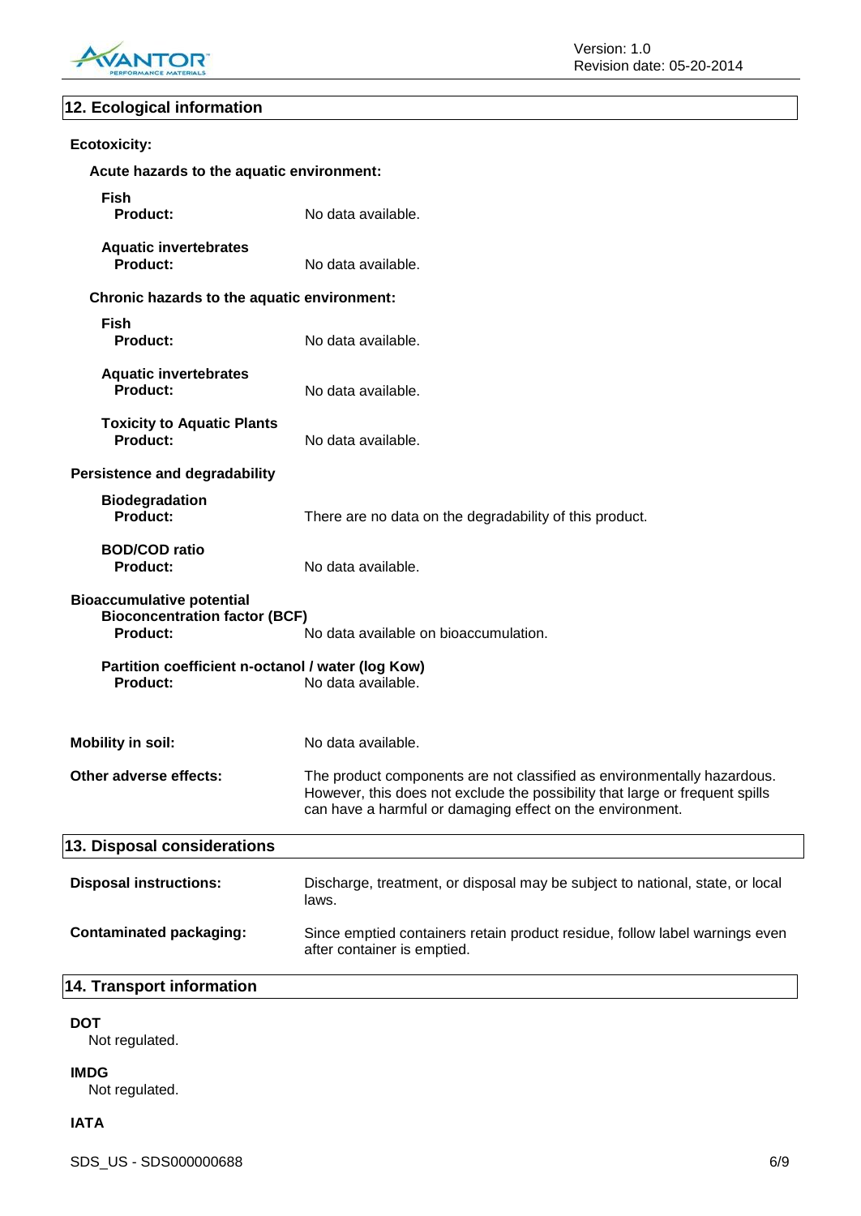## 12. Ecological information

**Ecotoxicity:**

**Acute hazards to the aquatic environment:**

**Fish**

**Product:** No data available.

**Aquatic invertebrates**

**Product:** No data available.

**Chronic hazards to the aquatic environment:**

**Fish**

**Product:** No data available.

**Aquatic invertebrates**

**Product:** No data available.

**Toxicity to Aquatic Plants**

**Product:** No data available.

**Persistence and degradability**

**Biodegradation**

**Product:** There are no data on the degradability of this product.

**BOD/COD ratio**

**Product:** No data available.

**Bioaccumulative potential**

**Bioconcentration factor (BCF)**

**Product:** No data available on bioaccumulation.

**Partition coefficient n-octanol / water (log Kow)**

**Product:** No data available.

**Mobility in soil:** No data available.

**Other adverse effects:** The product components are not classified as environmentally hazardous. However, this does not exclude the possibility that large or frequent spills can have a harmful or damaging effect on the environment.

## 13. Disposal considerations

**Disposal instructions:** Discharge, treatment, or disposal may be subject to national, state, or local laws.

**Contaminated packaging:** Since emptied containers retain product residue, follow label warnings even after container is emptied.

## 14. Transport information

**DOT**

Not regulated.

**IMDG**

Not regulated.

**IATA**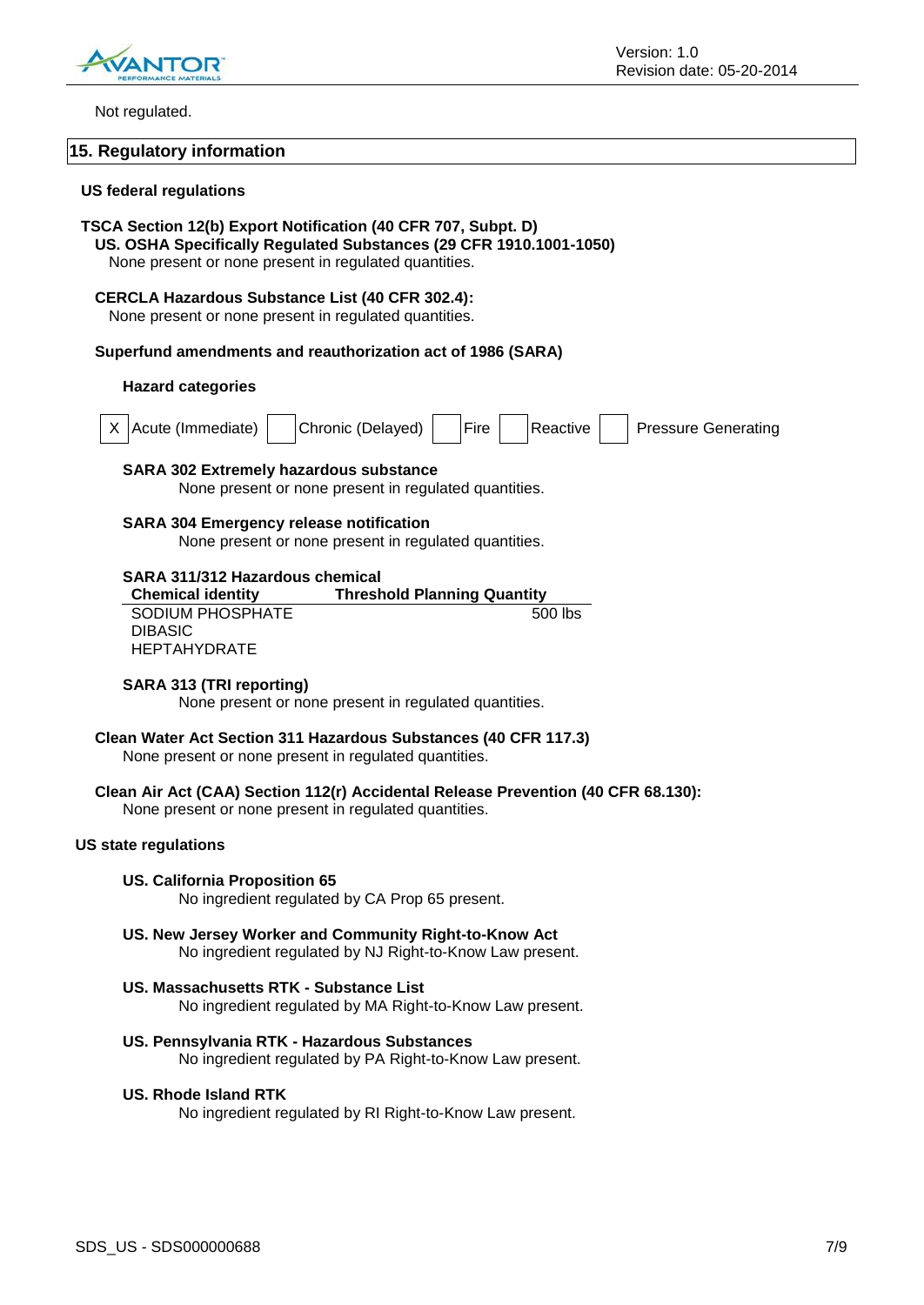Not regulated.

## 15. Regulatory information

**US federal regulations**

**TSCA Section 12(b) Export Notification (40 CFR 707, Subpt. D)**

**US. OSHA Specifically Regulated Substances (29 CFR 1910.1001-1050)**

None present or none present in regulated quantities.

**CERCLA Hazardous Substance List (40 CFR 302.4):**

None present or none present in regulated quantities.

**Superfund amendments and reauthorization act of 1986 (SARA)**

**Hazard categories**

| X | Acute (Immediate) | | Chronic (Delayed) | | Fire | | Reactive | | Pressure Generating |
|---|---|---|---|---|---|---|---|---|---|

**SARA 302 Extremely hazardous substance**

None present or none present in regulated quantities.

**SARA 304 Emergency release notification**

None present or none present in regulated quantities.

**SARA 311/312 Hazardous chemical**

| Chemical identity | Threshold Planning Quantity |
|---|---|
| SODIUM PHOSPHATE DIBASIC HEPTAHYDRATE | 500 lbs |

**SARA 313 (TRI reporting)**

None present or none present in regulated quantities.

**Clean Water Act Section 311 Hazardous Substances (40 CFR 117.3)**

None present or none present in regulated quantities.

**Clean Air Act (CAA) Section 112(r) Accidental Release Prevention (40 CFR 68.130):**

None present or none present in regulated quantities.

**US state regulations**

**US. California Proposition 65**

No ingredient regulated by CA Prop 65 present.

**US. New Jersey Worker and Community Right-to-Know Act**

No ingredient regulated by NJ Right-to-Know Law present.

**US. Massachusetts RTK - Substance List**

No ingredient regulated by MA Right-to-Know Law present.

**US. Pennsylvania RTK - Hazardous Substances**

No ingredient regulated by PA Right-to-Know Law present.

**US. Rhode Island RTK**

No ingredient regulated by RI Right-to-Know Law present.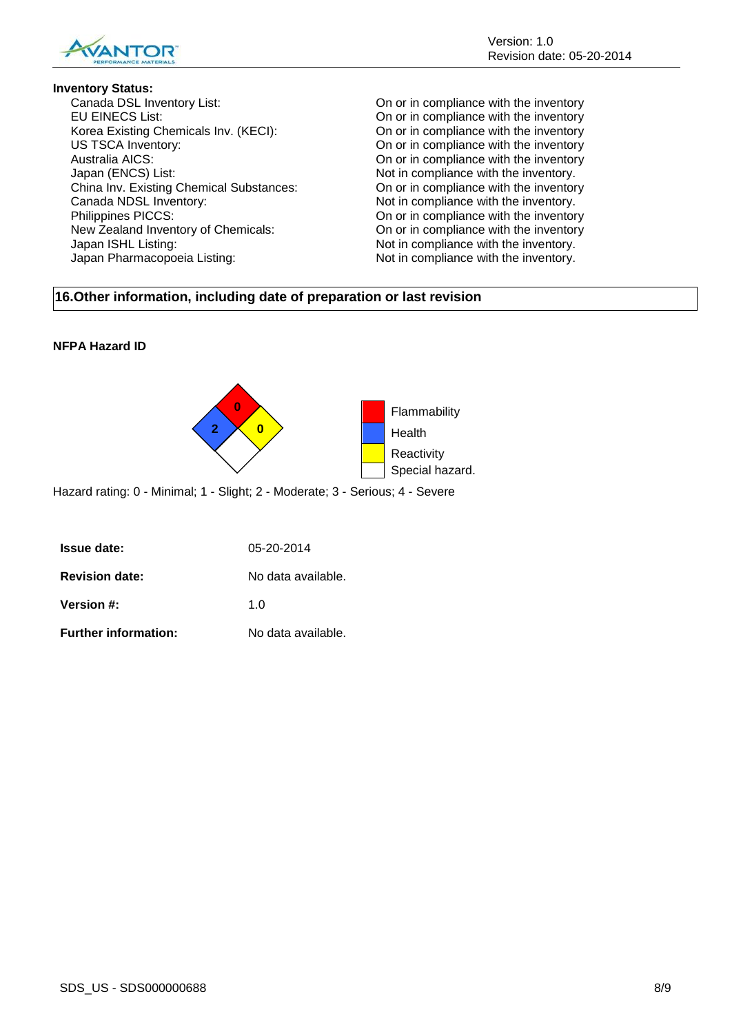**Inventory Status:**

| | |
|---|---|
| Canada DSL Inventory List: | On or in compliance with the inventory |
| EU EINECS List: | On or in compliance with the inventory |
| Korea Existing Chemicals Inv. (KECI): | On or in compliance with the inventory |
| US TSCA Inventory: | On or in compliance with the inventory |
| Australia AICS: | On or in compliance with the inventory |
| Japan (ENCS) List: | Not in compliance with the inventory. |
| China Inv. Existing Chemical Substances: | On or in compliance with the inventory |
| Canada NDSL Inventory: | Not in compliance with the inventory. |
| Philippines PICCS: | On or in compliance with the inventory |
| New Zealand Inventory of Chemicals: | On or in compliance with the inventory |
| Japan ISHL Listing: | Not in compliance with the inventory. |
| Japan Pharmacopoeia Listing: | Not in compliance with the inventory. |

## 16.Other information, including date of preparation or last revision

**NFPA Hazard ID**

Flammability: 0
Health: 2
Reactivity: 0
Special hazard.

Hazard rating: 0 - Minimal; 1 - Slight; 2 - Moderate; 3 - Serious; 4 - Severe

| | |
|---|---|
| **Issue date:** | 05-20-2014 |
| **Revision date:** | No data available. |
| **Version #:** | 1.0 |
| **Further information:** | No data available. |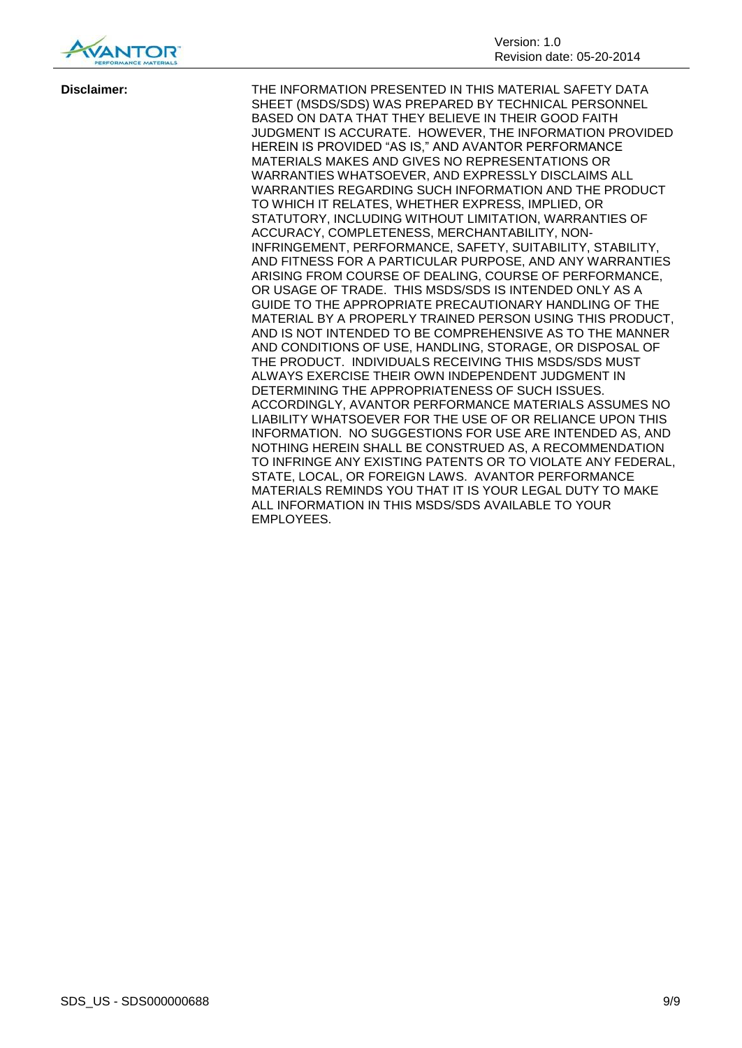**Disclaimer:**

THE INFORMATION PRESENTED IN THIS MATERIAL SAFETY DATA SHEET (MSDS/SDS) WAS PREPARED BY TECHNICAL PERSONNEL BASED ON DATA THAT THEY BELIEVE IN THEIR GOOD FAITH JUDGMENT IS ACCURATE. HOWEVER, THE INFORMATION PROVIDED HEREIN IS PROVIDED "AS IS," AND AVANTOR PERFORMANCE MATERIALS MAKES AND GIVES NO REPRESENTATIONS OR WARRANTIES WHATSOEVER, AND EXPRESSLY DISCLAIMS ALL WARRANTIES REGARDING SUCH INFORMATION AND THE PRODUCT TO WHICH IT RELATES, WHETHER EXPRESS, IMPLIED, OR STATUTORY, INCLUDING WITHOUT LIMITATION, WARRANTIES OF ACCURACY, COMPLETENESS, MERCHANTABILITY, NON-INFRINGEMENT, PERFORMANCE, SAFETY, SUITABILITY, STABILITY, AND FITNESS FOR A PARTICULAR PURPOSE, AND ANY WARRANTIES ARISING FROM COURSE OF DEALING, COURSE OF PERFORMANCE, OR USAGE OF TRADE. THIS MSDS/SDS IS INTENDED ONLY AS A GUIDE TO THE APPROPRIATE PRECAUTIONARY HANDLING OF THE MATERIAL BY A PROPERLY TRAINED PERSON USING THIS PRODUCT, AND IS NOT INTENDED TO BE COMPREHENSIVE AS TO THE MANNER AND CONDITIONS OF USE, HANDLING, STORAGE, OR DISPOSAL OF THE PRODUCT. INDIVIDUALS RECEIVING THIS MSDS/SDS MUST ALWAYS EXERCISE THEIR OWN INDEPENDENT JUDGMENT IN DETERMINING THE APPROPRIATENESS OF SUCH ISSUES. ACCORDINGLY, AVANTOR PERFORMANCE MATERIALS ASSUMES NO LIABILITY WHATSOEVER FOR THE USE OF OR RELIANCE UPON THIS INFORMATION. NO SUGGESTIONS FOR USE ARE INTENDED AS, AND NOTHING HEREIN SHALL BE CONSTRUED AS, A RECOMMENDATION TO INFRINGE ANY EXISTING PATENTS OR TO VIOLATE ANY FEDERAL, STATE, LOCAL, OR FOREIGN LAWS. AVANTOR PERFORMANCE MATERIALS REMINDS YOU THAT IT IS YOUR LEGAL DUTY TO MAKE ALL INFORMATION IN THIS MSDS/SDS AVAILABLE TO YOUR EMPLOYEES.